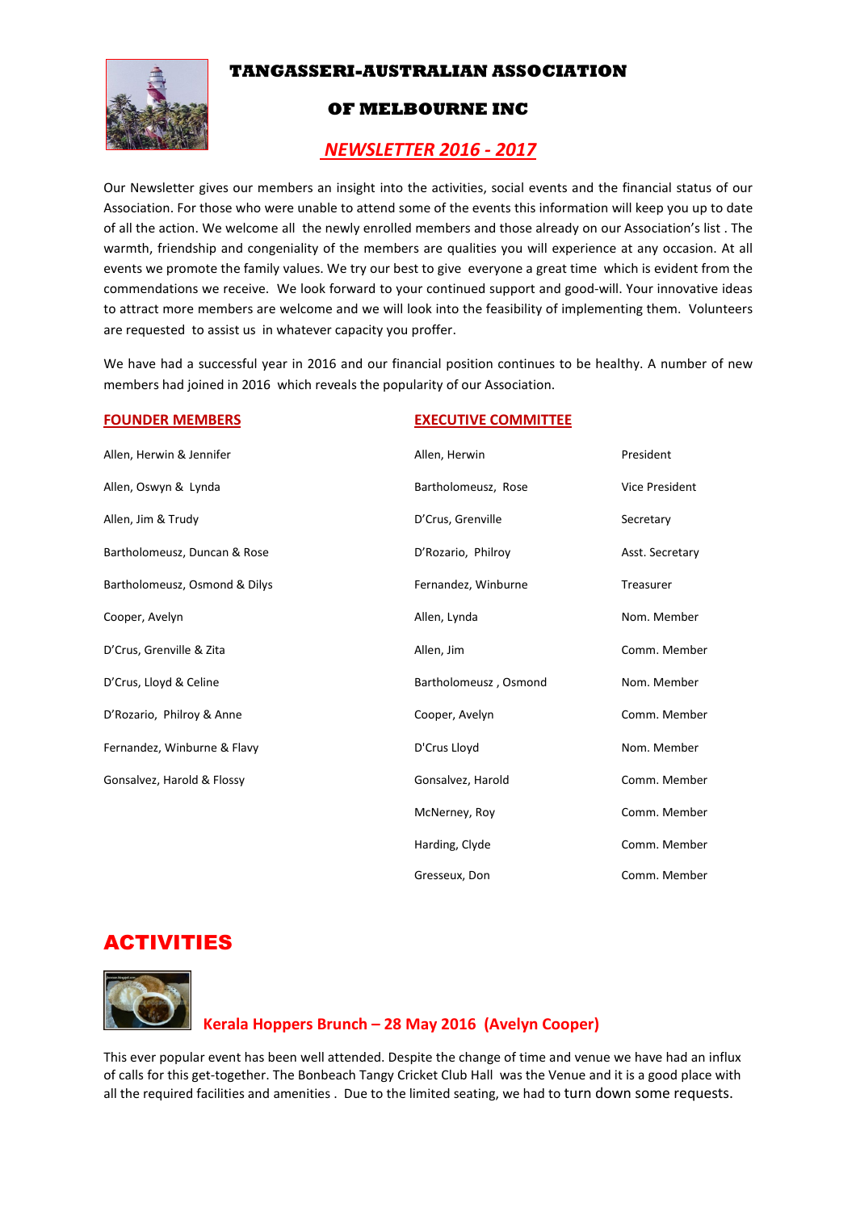# TANGASSERI-AUSTRALIAN ASSOCIATION

# OF MELBOURNE INC

## NEWSLETTER 2016 - 2017

Our Newsletter gives our members an insight into the activities, social events and the financial status of our Association. For those who were unable to attend some of the events this information will keep you up to date of all the action. We welcome all the newly enrolled members and those already on our Association's list . The warmth, friendship and congeniality of the members are qualities you will experience at any occasion. At all events we promote the family values. We try our best to give everyone a great time which is evident from the commendations we receive. We look forward to your continued support and good-will. Your innovative ideas to attract more members are welcome and we will look into the feasibility of implementing them. Volunteers are requested to assist us in whatever capacity you proffer.

We have had a successful year in 2016 and our financial position continues to be healthy. A number of new members had joined in 2016 which reveals the popularity of our Association.

### FOUNDER MEMBERS

- Allen, Herwin & Jennifer
- Allen, Oswyn & Lynda
- Allen, Jim & Trudy
- Bartholomeusz, Duncan & Rose
- Bartholomeusz, Osmond & Dilys
- Cooper, Avelyn
- D'Crus, Grenville & Zita
- D'Crus, Lloyd & Celine
- D'Rozario, Philroy & Anne
- Fernandez, Winburne & Flavy
- Gonsalvez, Harold & Flossy

### EXECUTIVE COMMITTEE

| Name | Position |
|---|---|
| Allen, Herwin | President |
| Bartholomeusz, Rose | Vice President |
| D'Crus, Grenville | Secretary |
| D'Rozario, Philroy | Asst. Secretary |
| Fernandez, Winburne | Treasurer |
| Allen, Lynda | Nom. Member |
| Allen, Jim | Comm. Member |
| Bartholomeusz , Osmond | Nom. Member |
| Cooper, Avelyn | Comm. Member |
| D'Crus Lloyd | Nom. Member |
| Gonsalvez, Harold | Comm. Member |
| McNerney, Roy | Comm. Member |
| Harding, Clyde | Comm. Member |
| Gresseux, Don | Comm. Member |

# ACTIVITIES

### Kerala Hoppers Brunch – 28 May 2016 (Avelyn Cooper)

This ever popular event has been well attended. Despite the change of time and venue we have had an influx of calls for this get-together. The Bonbeach Tangy Cricket Club Hall was the Venue and it is a good place with all the required facilities and amenities . Due to the limited seating, we had to turn down some requests.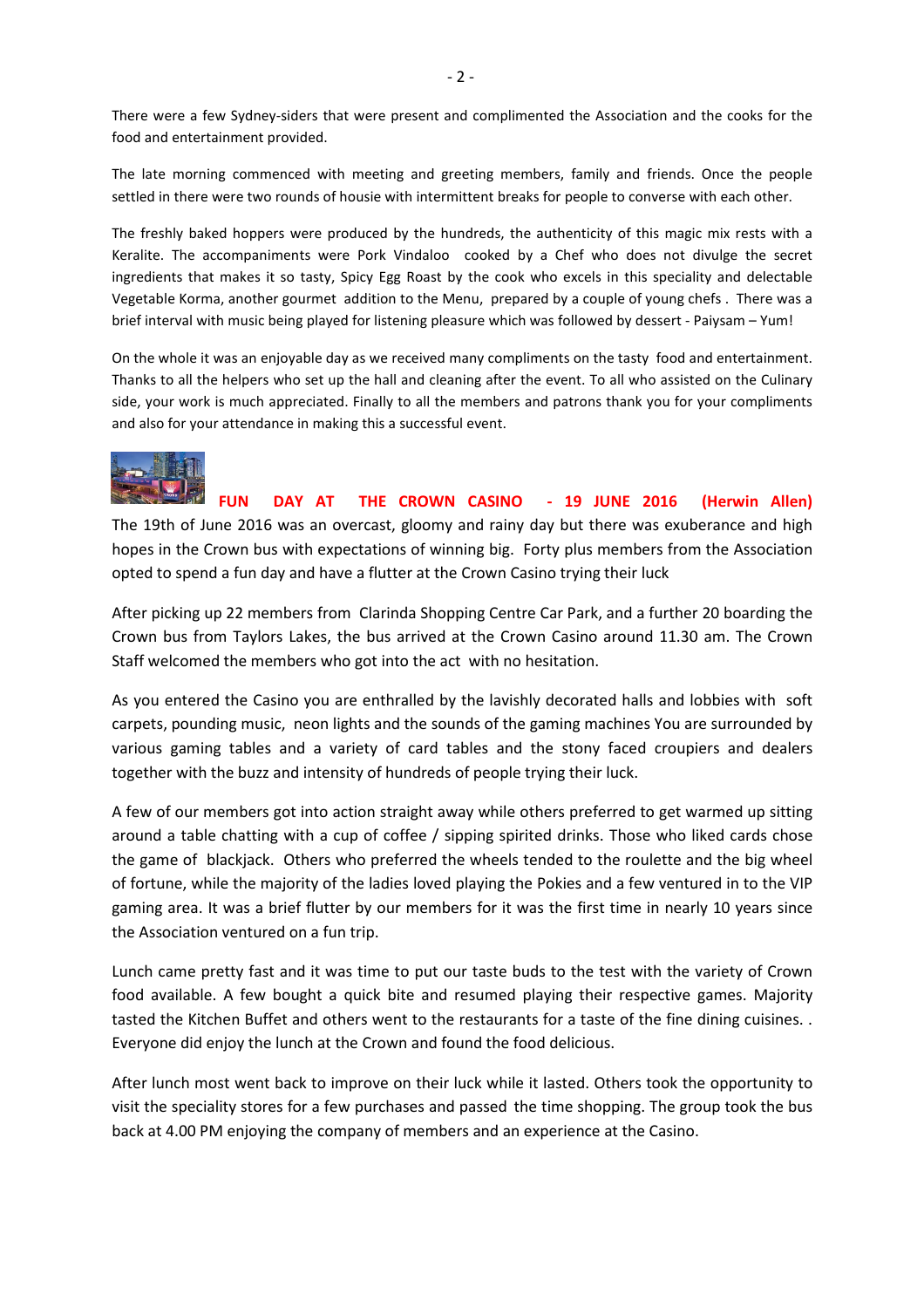There were a few Sydney-siders that were present and complimented the Association and the cooks for the food and entertainment provided.

The late morning commenced with meeting and greeting members, family and friends. Once the people settled in there were two rounds of housie with intermittent breaks for people to converse with each other.

The freshly baked hoppers were produced by the hundreds, the authenticity of this magic mix rests with a Keralite. The accompaniments were Pork Vindaloo cooked by a Chef who does not divulge the secret ingredients that makes it so tasty, Spicy Egg Roast by the cook who excels in this speciality and delectable Vegetable Korma, another gourmet addition to the Menu, prepared by a couple of young chefs . There was a brief interval with music being played for listening pleasure which was followed by dessert - Paiysam – Yum!

On the whole it was an enjoyable day as we received many compliments on the tasty food and entertainment. Thanks to all the helpers who set up the hall and cleaning after the event. To all who assisted on the Culinary side, your work is much appreciated. Finally to all the members and patrons thank you for your compliments and also for your attendance in making this a successful event.

## FUN DAY AT THE CROWN CASINO - 19 JUNE 2016 (Herwin Allen)

The 19th of June 2016 was an overcast, gloomy and rainy day but there was exuberance and high hopes in the Crown bus with expectations of winning big. Forty plus members from the Association opted to spend a fun day and have a flutter at the Crown Casino trying their luck

After picking up 22 members from Clarinda Shopping Centre Car Park, and a further 20 boarding the Crown bus from Taylors Lakes, the bus arrived at the Crown Casino around 11.30 am. The Crown Staff welcomed the members who got into the act with no hesitation.

As you entered the Casino you are enthralled by the lavishly decorated halls and lobbies with soft carpets, pounding music, neon lights and the sounds of the gaming machines You are surrounded by various gaming tables and a variety of card tables and the stony faced croupiers and dealers together with the buzz and intensity of hundreds of people trying their luck.

A few of our members got into action straight away while others preferred to get warmed up sitting around a table chatting with a cup of coffee / sipping spirited drinks. Those who liked cards chose the game of blackjack. Others who preferred the wheels tended to the roulette and the big wheel of fortune, while the majority of the ladies loved playing the Pokies and a few ventured in to the VIP gaming area. It was a brief flutter by our members for it was the first time in nearly 10 years since the Association ventured on a fun trip.

Lunch came pretty fast and it was time to put our taste buds to the test with the variety of Crown food available. A few bought a quick bite and resumed playing their respective games. Majority tasted the Kitchen Buffet and others went to the restaurants for a taste of the fine dining cuisines. . Everyone did enjoy the lunch at the Crown and found the food delicious.

After lunch most went back to improve on their luck while it lasted. Others took the opportunity to visit the speciality stores for a few purchases and passed the time shopping. The group took the bus back at 4.00 PM enjoying the company of members and an experience at the Casino.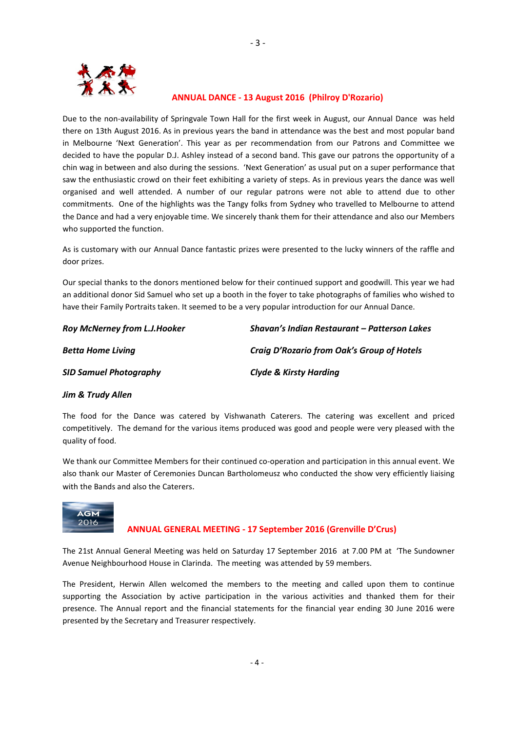## ANNUAL DANCE - 13 August 2016 (Philroy D'Rozario)

Due to the non-availability of Springvale Town Hall for the first week in August, our Annual Dance was held there on 13th August 2016. As in previous years the band in attendance was the best and most popular band in Melbourne 'Next Generation'. This year as per recommendation from our Patrons and Committee we decided to have the popular D.J. Ashley instead of a second band. This gave our patrons the opportunity of a chin wag in between and also during the sessions. 'Next Generation' as usual put on a super performance that saw the enthusiastic crowd on their feet exhibiting a variety of steps. As in previous years the dance was well organised and well attended. A number of our regular patrons were not able to attend due to other commitments. One of the highlights was the Tangy folks from Sydney who travelled to Melbourne to attend the Dance and had a very enjoyable time. We sincerely thank them for their attendance and also our Members who supported the function.

As is customary with our Annual Dance fantastic prizes were presented to the lucky winners of the raffle and door prizes.

Our special thanks to the donors mentioned below for their continued support and goodwill. This year we had an additional donor Sid Samuel who set up a booth in the foyer to take photographs of families who wished to have their Family Portraits taken. It seemed to be a very popular introduction for our Annual Dance.

***Roy McNerney from L.J.Hooker***

***Shavan's Indian Restaurant – Patterson Lakes***

***Betta Home Living***

***Craig D'Rozario from Oak's Group of Hotels***

***SID Samuel Photography***

***Clyde & Kirsty Harding***

***Jim & Trudy Allen***

The food for the Dance was catered by Vishwanath Caterers. The catering was excellent and priced competitively. The demand for the various items produced was good and people were very pleased with the quality of food.

We thank our Committee Members for their continued co-operation and participation in this annual event. We also thank our Master of Ceremonies Duncan Bartholomeusz who conducted the show very efficiently liaising with the Bands and also the Caterers.

## ANNUAL GENERAL MEETING - 17 September 2016 (Grenville D'Crus)

The 21st Annual General Meeting was held on Saturday 17 September 2016 at 7.00 PM at 'The Sundowner Avenue Neighbourhood House in Clarinda. The meeting was attended by 59 members.

The President, Herwin Allen welcomed the members to the meeting and called upon them to continue supporting the Association by active participation in the various activities and thanked them for their presence. The Annual report and the financial statements for the financial year ending 30 June 2016 were presented by the Secretary and Treasurer respectively.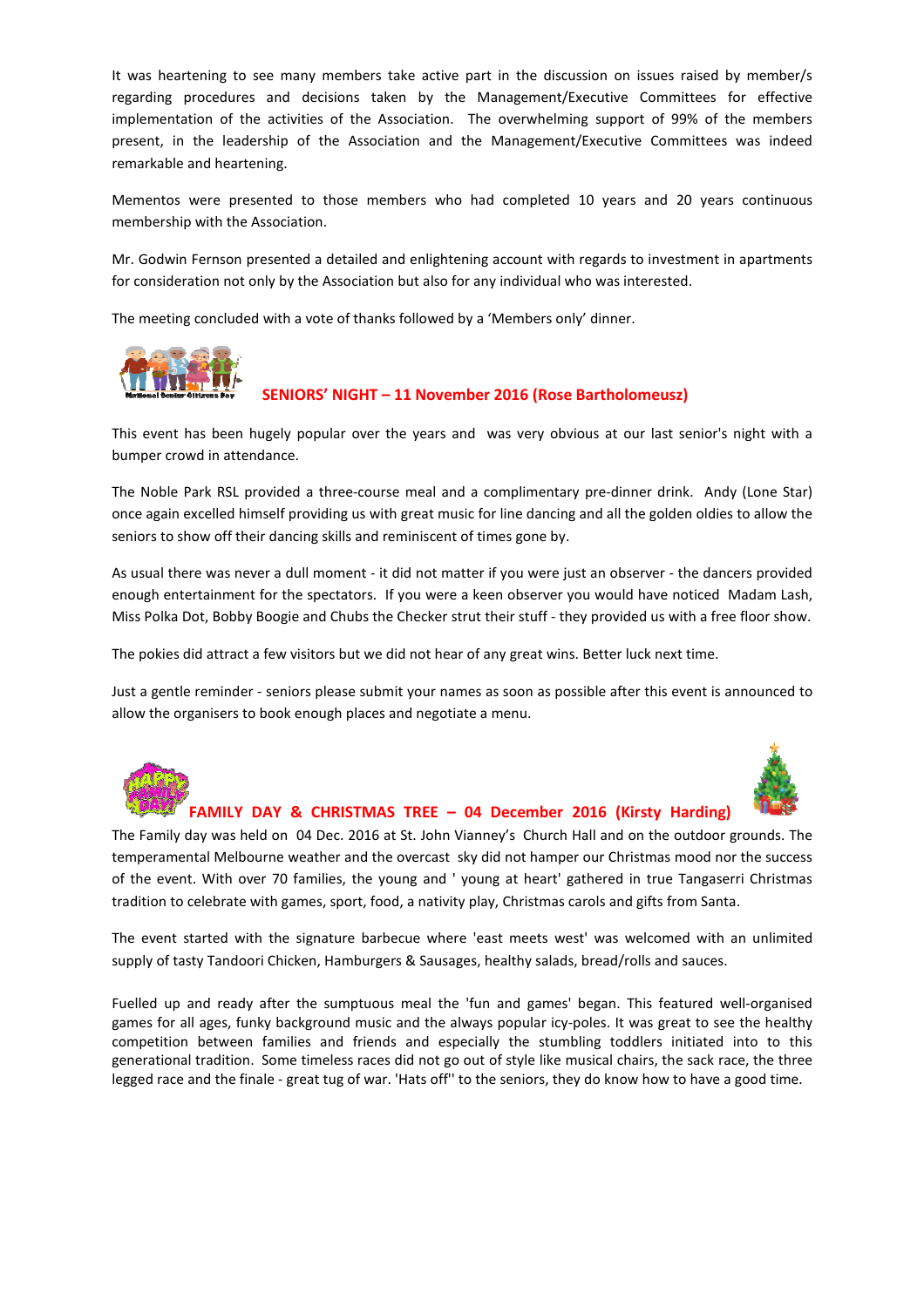It was heartening to see many members take active part in the discussion on issues raised by member/s regarding procedures and decisions taken by the Management/Executive Committees for effective implementation of the activities of the Association. The overwhelming support of 99% of the members present, in the leadership of the Association and the Management/Executive Committees was indeed remarkable and heartening.

Mementos were presented to those members who had completed 10 years and 20 years continuous membership with the Association.

Mr. Godwin Fernson presented a detailed and enlightening account with regards to investment in apartments for consideration not only by the Association but also for any individual who was interested.

The meeting concluded with a vote of thanks followed by a 'Members only' dinner.

## SENIORS' NIGHT – 11 November 2016 (Rose Bartholomeusz)

This event has been hugely popular over the years and was very obvious at our last senior's night with a bumper crowd in attendance.

The Noble Park RSL provided a three-course meal and a complimentary pre-dinner drink. Andy (Lone Star) once again excelled himself providing us with great music for line dancing and all the golden oldies to allow the seniors to show off their dancing skills and reminiscent of times gone by.

As usual there was never a dull moment - it did not matter if you were just an observer - the dancers provided enough entertainment for the spectators. If you were a keen observer you would have noticed Madam Lash, Miss Polka Dot, Bobby Boogie and Chubs the Checker strut their stuff - they provided us with a free floor show.

The pokies did attract a few visitors but we did not hear of any great wins. Better luck next time.

Just a gentle reminder - seniors please submit your names as soon as possible after this event is announced to allow the organisers to book enough places and negotiate a menu.

## FAMILY DAY & CHRISTMAS TREE – 04 December 2016 (Kirsty Harding)

The Family day was held on 04 Dec. 2016 at St. John Vianney's Church Hall and on the outdoor grounds. The temperamental Melbourne weather and the overcast sky did not hamper our Christmas mood nor the success of the event. With over 70 families, the young and ' young at heart' gathered in true Tangaserri Christmas tradition to celebrate with games, sport, food, a nativity play, Christmas carols and gifts from Santa.

The event started with the signature barbecue where 'east meets west' was welcomed with an unlimited supply of tasty Tandoori Chicken, Hamburgers & Sausages, healthy salads, bread/rolls and sauces.

Fuelled up and ready after the sumptuous meal the 'fun and games' began. This featured well-organised games for all ages, funky background music and the always popular icy-poles. It was great to see the healthy competition between families and friends and especially the stumbling toddlers initiated into to this generational tradition. Some timeless races did not go out of style like musical chairs, the sack race, the three legged race and the finale - great tug of war. 'Hats off'' to the seniors, they do know how to have a good time.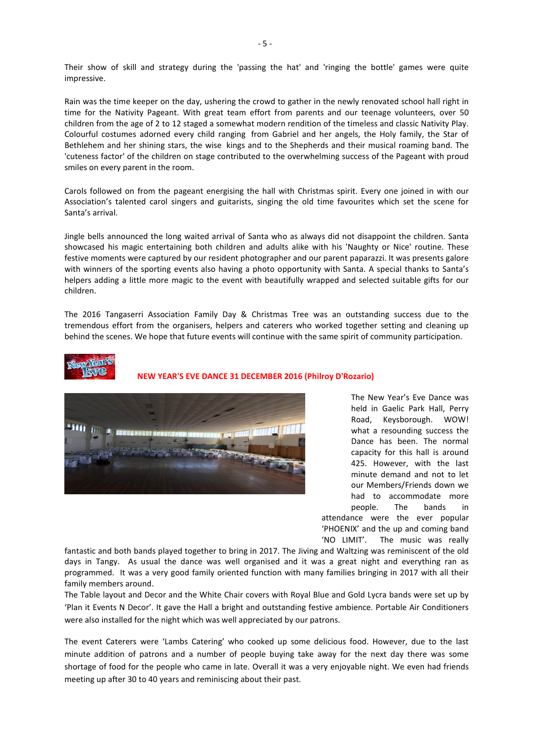Their show of skill and strategy during the 'passing the hat' and 'ringing the bottle' games were quite impressive.

Rain was the time keeper on the day, ushering the crowd to gather in the newly renovated school hall right in time for the Nativity Pageant. With great team effort from parents and our teenage volunteers, over 50 children from the age of 2 to 12 staged a somewhat modern rendition of the timeless and classic Nativity Play. Colourful costumes adorned every child ranging from Gabriel and her angels, the Holy family, the Star of Bethlehem and her shining stars, the wise kings and to the Shepherds and their musical roaming band. The 'cuteness factor' of the children on stage contributed to the overwhelming success of the Pageant with proud smiles on every parent in the room.

Carols followed on from the pageant energising the hall with Christmas spirit. Every one joined in with our Association's talented carol singers and guitarists, singing the old time favourites which set the scene for Santa's arrival.

Jingle bells announced the long waited arrival of Santa who as always did not disappoint the children. Santa showcased his magic entertaining both children and adults alike with his 'Naughty or Nice' routine. These festive moments were captured by our resident photographer and our parent paparazzi. It was presents galore with winners of the sporting events also having a photo opportunity with Santa. A special thanks to Santa's helpers adding a little more magic to the event with beautifully wrapped and selected suitable gifts for our children.

The 2016 Tangaserri Association Family Day & Christmas Tree was an outstanding success due to the tremendous effort from the organisers, helpers and caterers who worked together setting and cleaning up behind the scenes. We hope that future events will continue with the same spirit of community participation.

## NEW YEAR'S EVE DANCE 31 DECEMBER 2016 (Philroy D'Rozario)

The New Year's Eve Dance was held in Gaelic Park Hall, Perry Road, Keysborough. WOW! what a resounding success the Dance has been. The normal capacity for this hall is around 425. However, with the last minute demand and not to let our Members/Friends down we had to accommodate more people. The bands in attendance were the ever popular 'PHOENIX' and the up and coming band 'NO LIMIT'. The music was really fantastic and both bands played together to bring in 2017. The Jiving and Waltzing was reminiscent of the old days in Tangy. As usual the dance was well organised and it was a great night and everything ran as programmed. It was a very good family oriented function with many families bringing in 2017 with all their family members around.

The Table layout and Decor and the White Chair covers with Royal Blue and Gold Lycra bands were set up by 'Plan it Events N Decor'. It gave the Hall a bright and outstanding festive ambience. Portable Air Conditioners were also installed for the night which was well appreciated by our patrons.

The event Caterers were 'Lambs Catering' who cooked up some delicious food. However, due to the last minute addition of patrons and a number of people buying take away for the next day there was some shortage of food for the people who came in late. Overall it was a very enjoyable night. We even had friends meeting up after 30 to 40 years and reminiscing about their past.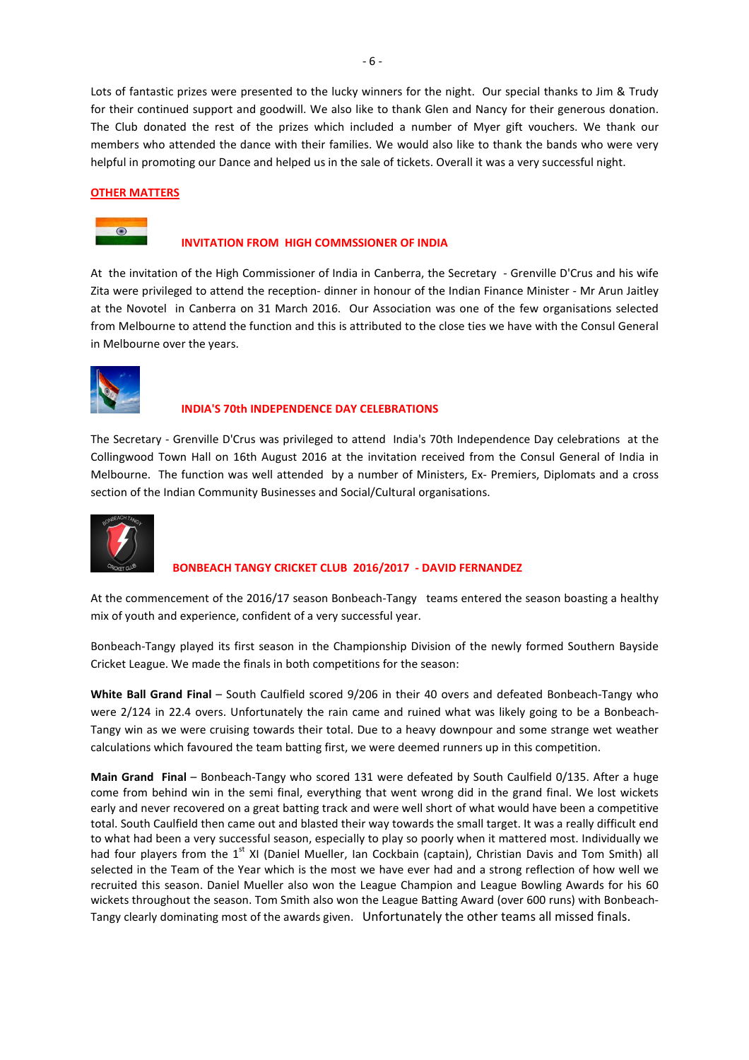Lots of fantastic prizes were presented to the lucky winners for the night. Our special thanks to Jim & Trudy for their continued support and goodwill. We also like to thank Glen and Nancy for their generous donation. The Club donated the rest of the prizes which included a number of Myer gift vouchers. We thank our members who attended the dance with their families. We would also like to thank the bands who were very helpful in promoting our Dance and helped us in the sale of tickets. Overall it was a very successful night.

## OTHER MATTERS

### INVITATION FROM HIGH COMMSSIONER OF INDIA

At the invitation of the High Commissioner of India in Canberra, the Secretary - Grenville D'Crus and his wife Zita were privileged to attend the reception- dinner in honour of the Indian Finance Minister - Mr Arun Jaitley at the Novotel in Canberra on 31 March 2016. Our Association was one of the few organisations selected from Melbourne to attend the function and this is attributed to the close ties we have with the Consul General in Melbourne over the years.

### INDIA'S 70th INDEPENDENCE DAY CELEBRATIONS

The Secretary - Grenville D'Crus was privileged to attend India's 70th Independence Day celebrations at the Collingwood Town Hall on 16th August 2016 at the invitation received from the Consul General of India in Melbourne. The function was well attended by a number of Ministers, Ex- Premiers, Diplomats and a cross section of the Indian Community Businesses and Social/Cultural organisations.

### BONBEACH TANGY CRICKET CLUB 2016/2017 - DAVID FERNANDEZ

At the commencement of the 2016/17 season Bonbeach-Tangy teams entered the season boasting a healthy mix of youth and experience, confident of a very successful year.

Bonbeach-Tangy played its first season in the Championship Division of the newly formed Southern Bayside Cricket League. We made the finals in both competitions for the season:

**White Ball Grand Final** – South Caulfield scored 9/206 in their 40 overs and defeated Bonbeach-Tangy who were 2/124 in 22.4 overs. Unfortunately the rain came and ruined what was likely going to be a Bonbeach-Tangy win as we were cruising towards their total. Due to a heavy downpour and some strange wet weather calculations which favoured the team batting first, we were deemed runners up in this competition.

**Main Grand Final** – Bonbeach-Tangy who scored 131 were defeated by South Caulfield 0/135. After a huge come from behind win in the semi final, everything that went wrong did in the grand final. We lost wickets early and never recovered on a great batting track and were well short of what would have been a competitive total. South Caulfield then came out and blasted their way towards the small target. It was a really difficult end to what had been a very successful season, especially to play so poorly when it mattered most. Individually we had four players from the 1st XI (Daniel Mueller, Ian Cockbain (captain), Christian Davis and Tom Smith) all selected in the Team of the Year which is the most we have ever had and a strong reflection of how well we recruited this season. Daniel Mueller also won the League Champion and League Bowling Awards for his 60 wickets throughout the season. Tom Smith also won the League Batting Award (over 600 runs) with Bonbeach-Tangy clearly dominating most of the awards given. Unfortunately the other teams all missed finals.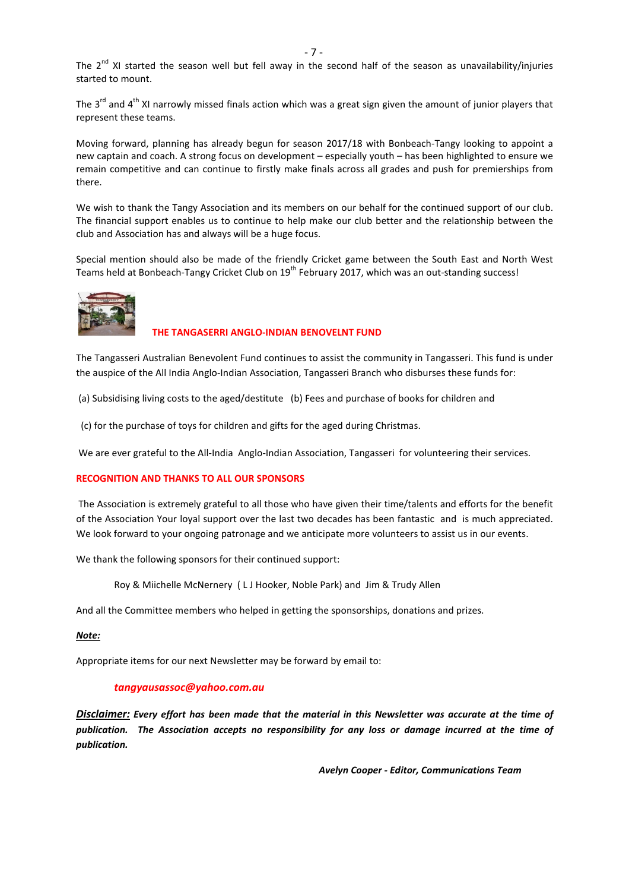The 2nd XI started the season well but fell away in the second half of the season as unavailability/injuries started to mount.

The 3rd and 4th XI narrowly missed finals action which was a great sign given the amount of junior players that represent these teams.

Moving forward, planning has already begun for season 2017/18 with Bonbeach-Tangy looking to appoint a new captain and coach. A strong focus on development – especially youth – has been highlighted to ensure we remain competitive and can continue to firstly make finals across all grades and push for premierships from there.

We wish to thank the Tangy Association and its members on our behalf for the continued support of our club. The financial support enables us to continue to help make our club better and the relationship between the club and Association has and always will be a huge focus.

Special mention should also be made of the friendly Cricket game between the South East and North West Teams held at Bonbeach-Tangy Cricket Club on 19th February 2017, which was an out-standing success!

## THE TANGASERRI ANGLO-INDIAN BENOVELNT FUND

The Tangasseri Australian Benevolent Fund continues to assist the community in Tangasseri. This fund is under the auspice of the All India Anglo-Indian Association, Tangasseri Branch who disburses these funds for:

(a) Subsidising living costs to the aged/destitute (b) Fees and purchase of books for children and

(c) for the purchase of toys for children and gifts for the aged during Christmas.

We are ever grateful to the All-India Anglo-Indian Association, Tangasseri for volunteering their services.

## RECOGNITION AND THANKS TO ALL OUR SPONSORS

The Association is extremely grateful to all those who have given their time/talents and efforts for the benefit of the Association Your loyal support over the last two decades has been fantastic and is much appreciated. We look forward to your ongoing patronage and we anticipate more volunteers to assist us in our events.

We thank the following sponsors for their continued support:

Roy & Miichelle McNernery ( L J Hooker, Noble Park) and Jim & Trudy Allen

And all the Committee members who helped in getting the sponsorships, donations and prizes.

***Note:***

Appropriate items for our next Newsletter may be forward by email to:

*tangyausassoc@yahoo.com.au*

***Disclaimer:*** ***Every effort has been made that the material in this Newsletter was accurate at the time of publication. The Association accepts no responsibility for any loss or damage incurred at the time of publication.***

***Avelyn Cooper - Editor, Communications Team***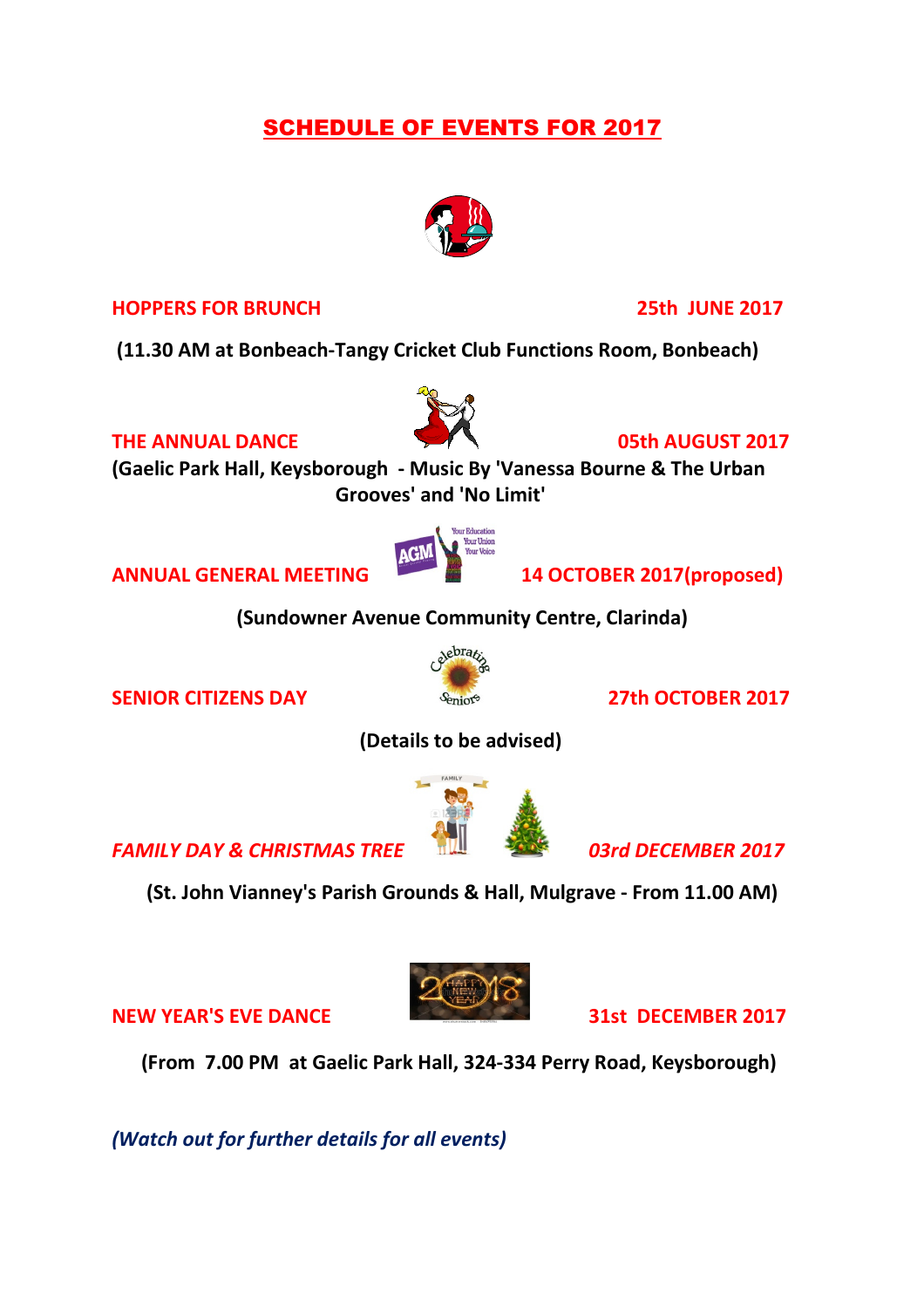# SCHEDULE OF EVENTS FOR 2017

**HOPPERS FOR BRUNCH** **25th JUNE 2017**

**(11.30 AM at Bonbeach-Tangy Cricket Club Functions Room, Bonbeach)**

**THE ANNUAL DANCE** **05th AUGUST 2017**

**(Gaelic Park Hall, Keysborough - Music By 'Vanessa Bourne & The Urban Grooves' and 'No Limit'**

**ANNUAL GENERAL MEETING** **14 OCTOBER 2017(proposed)**

**(Sundowner Avenue Community Centre, Clarinda)**

**SENIOR CITIZENS DAY** **27th OCTOBER 2017**

**(Details to be advised)**

***FAMILY DAY & CHRISTMAS TREE*** ***03rd DECEMBER 2017***

**(St. John Vianney's Parish Grounds & Hall, Mulgrave - From 11.00 AM)**

**NEW YEAR'S EVE DANCE** **31st DECEMBER 2017**

**(From 7.00 PM at Gaelic Park Hall, 324-334 Perry Road, Keysborough)**

***(Watch out for further details for all events)***